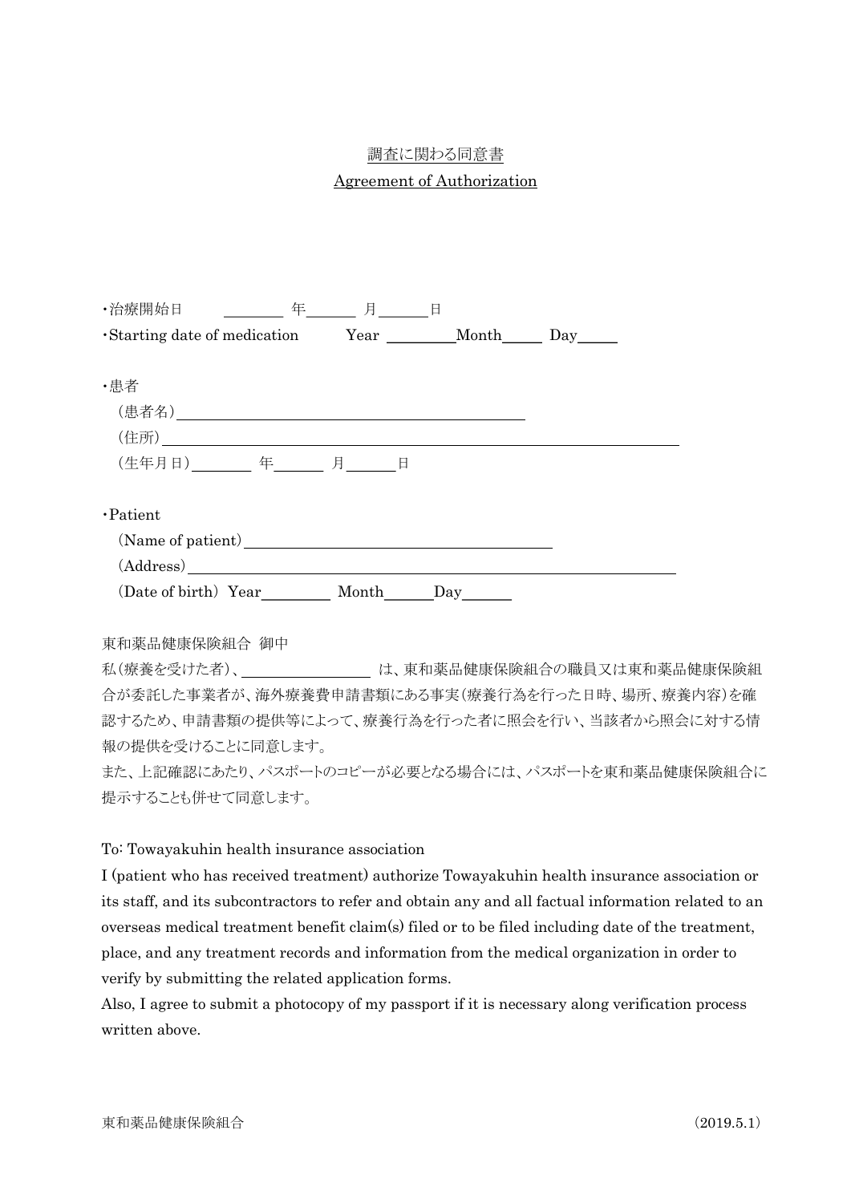# 調査に関わる同意書

# Agreement of Authorization

・治療開始日　＿＿＿＿ 年＿＿＿ 月＿＿＿日

・Starting date of medication　Year ＿＿＿＿Month＿＿＿ Day＿＿＿

・患者

（患者名）＿＿＿＿＿＿＿＿＿＿＿＿＿＿＿＿＿＿＿＿＿＿

（住所）＿＿＿＿＿＿＿＿＿＿＿＿＿＿＿＿＿＿＿＿＿＿＿＿＿＿＿＿＿＿

（生年月日）＿＿＿＿ 年＿＿＿ 月＿＿＿日

・Patient

(Name of patient)＿＿＿＿＿＿＿＿＿＿＿＿＿＿＿＿＿＿＿＿

(Address)＿＿＿＿＿＿＿＿＿＿＿＿＿＿＿＿＿＿＿＿＿＿＿＿＿＿＿＿＿＿

(Date of birth) Year＿＿＿＿ Month＿＿＿Day＿＿＿

東和薬品健康保険組合 御中

私（療養を受けた者）、＿＿＿＿＿＿＿＿＿ は、東和薬品健康保険組合の職員又は東和薬品健康保険組合が委託した事業者が、海外療養費申請書類にある事実（療養行為を行った日時、場所、療養内容）を確認するため、申請書類の提供等によって、療養行為を行った者に照会を行い、当該者から照会に対する情報の提供を受けることに同意します。

また、上記確認にあたり、パスポートのコピーが必要となる場合には、パスポートを東和薬品健康保険組合に提示することも併せて同意します。

To: Towayakuhin health insurance association

I (patient who has received treatment) authorize Towayakuhin health insurance association or its staff, and its subcontractors to refer and obtain any and all factual information related to an overseas medical treatment benefit claim(s) filed or to be filed including date of the treatment, place, and any treatment records and information from the medical organization in order to verify by submitting the related application forms.

Also, I agree to submit a photocopy of my passport if it is necessary along verification process written above.

東和薬品健康保険組合　　(2019.5.1)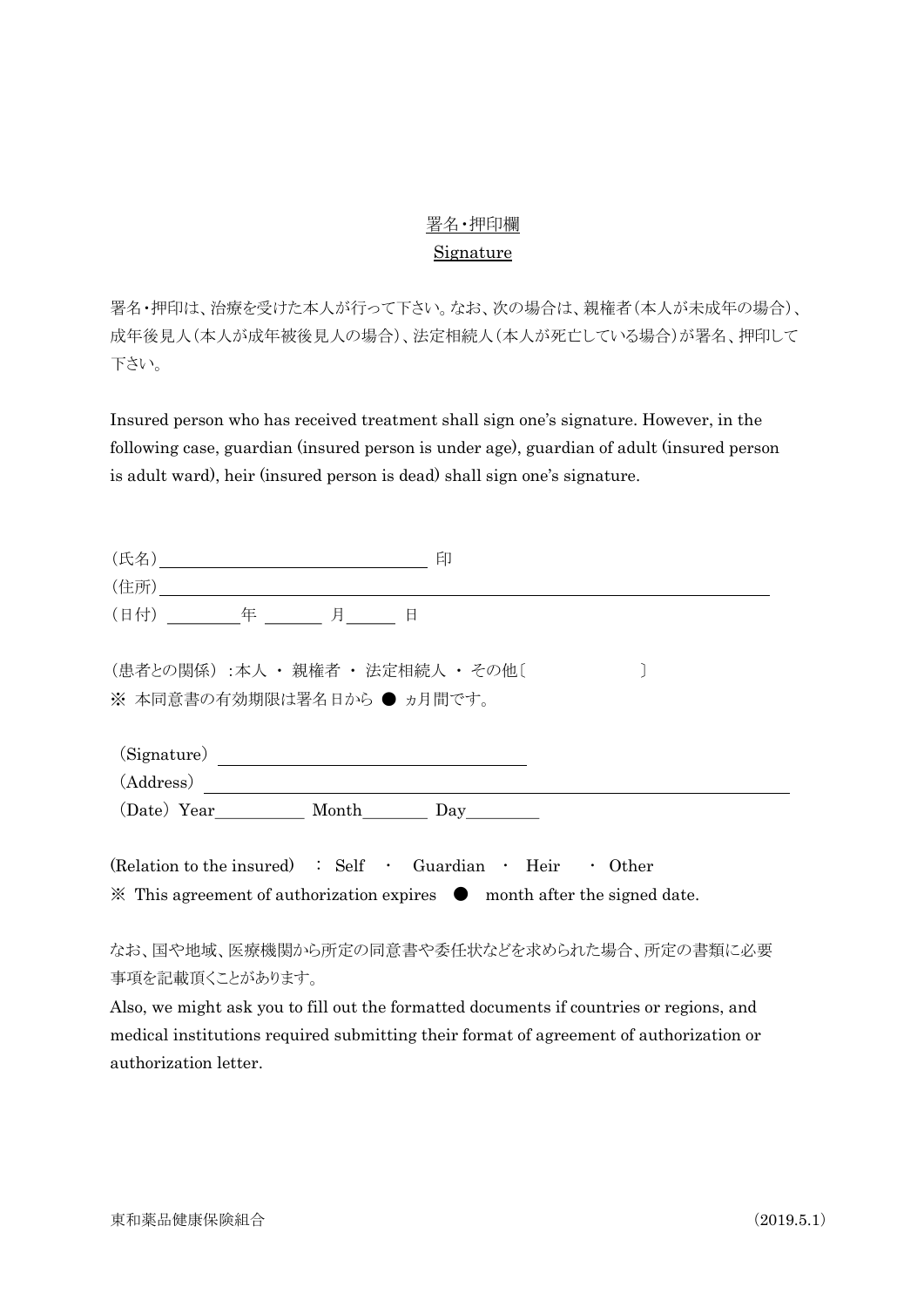## 署名・押印欄
## Signature

署名・押印は、治療を受けた本人が行って下さい。なお、次の場合は、親権者(本人が未成年の場合)、成年後見人(本人が成年被後見人の場合)、法定相続人(本人が死亡している場合)が署名、押印して下さい。

Insured person who has received treatment shall sign one's signature. However, in the following case, guardian (insured person is under age), guardian of adult (insured person is adult ward), heir (insured person is dead) shall sign one's signature.

(氏名)＿＿＿＿＿＿＿＿＿＿＿＿＿＿＿＿ 印

(住所)＿＿＿＿＿＿＿＿＿＿＿＿＿＿＿＿＿＿＿＿＿＿＿＿＿＿＿＿＿＿＿＿＿＿＿＿

(日付) ＿＿＿＿年 ＿＿＿ 月＿＿＿ 日

(患者との関係) :本人 ・ 親権者 ・ 法定相続人 ・ その他〔　　　　　　〕

※ 本同意書の有効期限は署名日から ● ヵ月間です。

(Signature) ＿＿＿＿＿＿＿＿＿＿＿＿＿＿＿＿

(Address) ＿＿＿＿＿＿＿＿＿＿＿＿＿＿＿＿＿＿＿＿＿＿＿＿＿＿＿＿＿＿＿＿

(Date) Year＿＿＿＿＿ Month＿＿＿＿ Day＿＿＿＿

(Relation to the insured) ： Self ・ Guardian ・ Heir ・ Other

※ This agreement of authorization expires ● month after the signed date.

なお、国や地域、医療機関から所定の同意書や委任状などを求められた場合、所定の書類に必要事項を記載頂くことがあります。

Also, we might ask you to fill out the formatted documents if countries or regions, and medical institutions required submitting their format of agreement of authorization or authorization letter.

東和薬品健康保険組合　(2019.5.1)